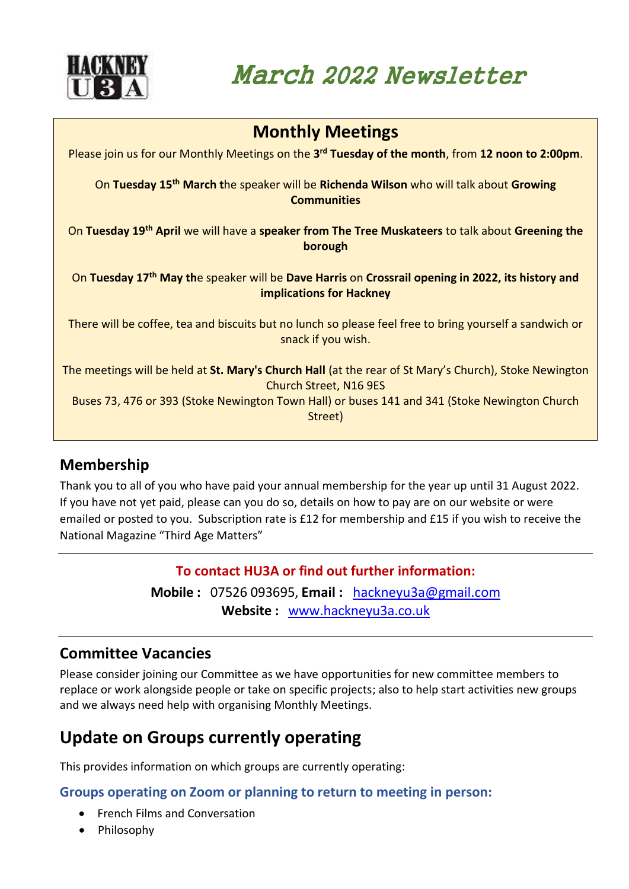HACKNEY U3A

# March 2022 Newsletter

## Monthly Meetings

Please join us for our Monthly Meetings on the **3rd Tuesday of the month**, from **12 noon to 2:00pm**.

On **Tuesday 15th March t**he speaker will be **Richenda Wilson** who will talk about **Growing Communities**

On **Tuesday 19th April** we will have a **speaker from The Tree Muskateers** to talk about **Greening the borough**

On **Tuesday 17th May th**e speaker will be **Dave Harris** on **Crossrail opening in 2022, its history and implications for Hackney**

There will be coffee, tea and biscuits but no lunch so please feel free to bring yourself a sandwich or snack if you wish.

The meetings will be held at **St. Mary's Church Hall** (at the rear of St Mary's Church), Stoke Newington Church Street, N16 9ES
Buses 73, 476 or 393 (Stoke Newington Town Hall) or buses 141 and 341 (Stoke Newington Church Street)

## Membership

Thank you to all of you who have paid your annual membership for the year up until 31 August 2022. If you have not yet paid, please can you do so, details on how to pay are on our website or were emailed or posted to you. Subscription rate is £12 for membership and £15 if you wish to receive the National Magazine "Third Age Matters"

---

**To contact HU3A or find out further information:**

**Mobile :** 07526 093695, **Email :** hackneyu3a@gmail.com
**Website :** www.hackneyu3a.co.uk

---

## Committee Vacancies

Please consider joining our Committee as we have opportunities for new committee members to replace or work alongside people or take on specific projects; also to help start activities new groups and we always need help with organising Monthly Meetings.

# Update on Groups currently operating

This provides information on which groups are currently operating:

### Groups operating on Zoom or planning to return to meeting in person:

- French Films and Conversation
- Philosophy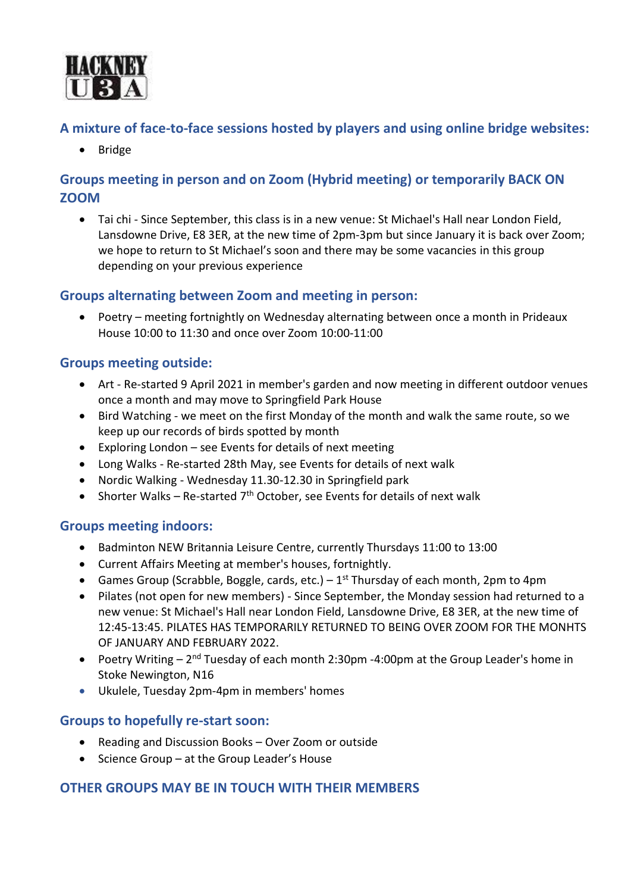## A mixture of face-to-face sessions hosted by players and using online bridge websites:

- Bridge

## Groups meeting in person and on Zoom (Hybrid meeting) or temporarily BACK ON ZOOM

- Tai chi - Since September, this class is in a new venue: St Michael's Hall near London Field, Lansdowne Drive, E8 3ER, at the new time of 2pm-3pm but since January it is back over Zoom; we hope to return to St Michael's soon and there may be some vacancies in this group depending on your previous experience

## Groups alternating between Zoom and meeting in person:

- Poetry – meeting fortnightly on Wednesday alternating between once a month in Prideaux House 10:00 to 11:30 and once over Zoom 10:00-11:00

## Groups meeting outside:

- Art - Re-started 9 April 2021 in member's garden and now meeting in different outdoor venues once a month and may move to Springfield Park House
- Bird Watching - we meet on the first Monday of the month and walk the same route, so we keep up our records of birds spotted by month
- Exploring London – see Events for details of next meeting
- Long Walks - Re-started 28th May, see Events for details of next walk
- Nordic Walking - Wednesday 11.30-12.30 in Springfield park
- Shorter Walks – Re-started 7th October, see Events for details of next walk

## Groups meeting indoors:

- Badminton NEW Britannia Leisure Centre, currently Thursdays 11:00 to 13:00
- Current Affairs Meeting at member's houses, fortnightly.
- Games Group (Scrabble, Boggle, cards, etc.) – 1st Thursday of each month, 2pm to 4pm
- Pilates (not open for new members) - Since September, the Monday session had returned to a new venue: St Michael's Hall near London Field, Lansdowne Drive, E8 3ER, at the new time of 12:45-13:45. PILATES HAS TEMPORARILY RETURNED TO BEING OVER ZOOM FOR THE MONHTS OF JANUARY AND FEBRUARY 2022.
- Poetry Writing – 2nd Tuesday of each month 2:30pm -4:00pm at the Group Leader's home in Stoke Newington, N16
- Ukulele, Tuesday 2pm-4pm in members' homes

## Groups to hopefully re-start soon:

- Reading and Discussion Books – Over Zoom or outside
- Science Group – at the Group Leader's House

## OTHER GROUPS MAY BE IN TOUCH WITH THEIR MEMBERS